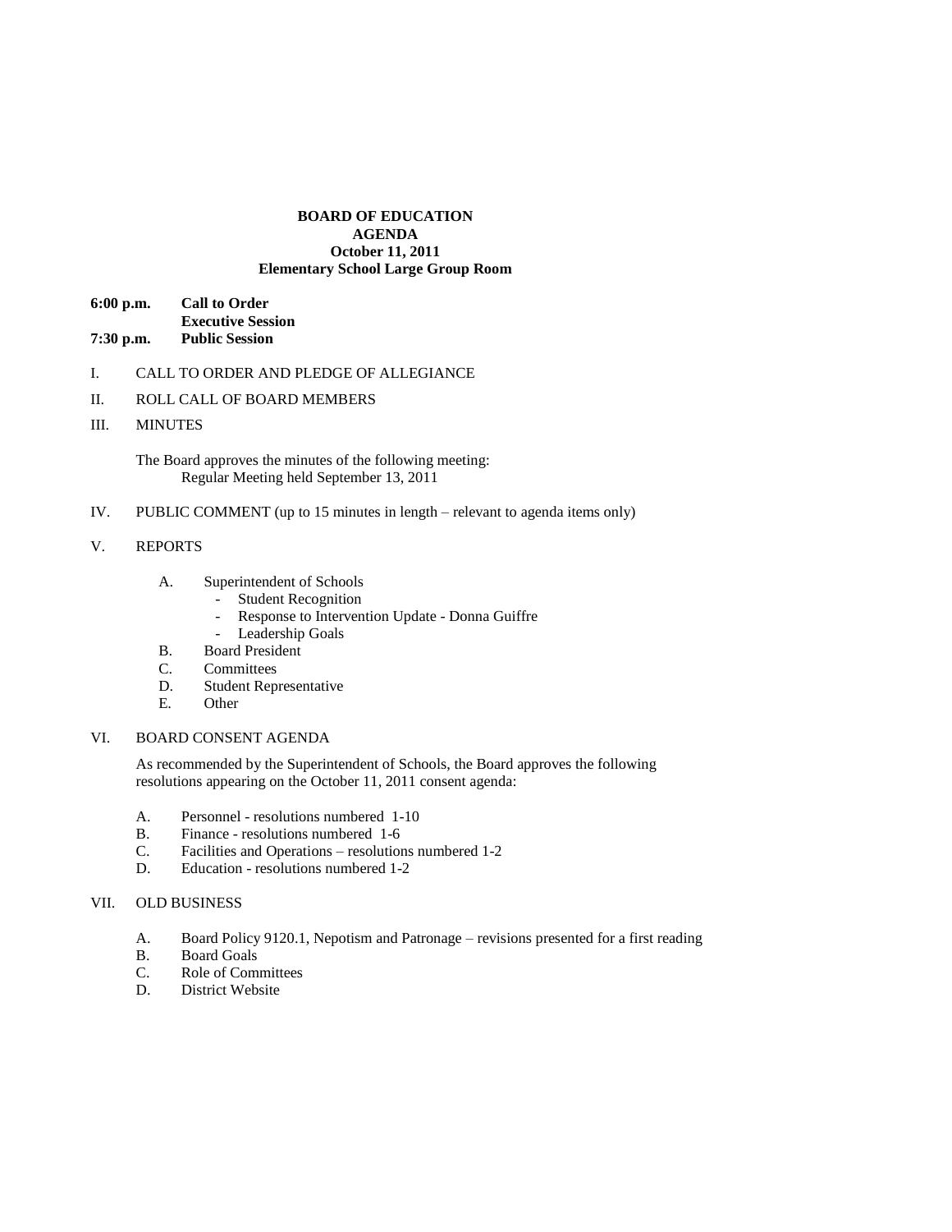**BOARD OF EDUCATION**
**AGENDA**
**October 11, 2011**
**Elementary School Large Group Room**

**6:00 p.m.** **Call to Order**
**Executive Session**
**7:30 p.m.** **Public Session**

I. CALL TO ORDER AND PLEDGE OF ALLEGIANCE

II. ROLL CALL OF BOARD MEMBERS

III. MINUTES

The Board approves the minutes of the following meeting:
Regular Meeting held September 13, 2011

IV. PUBLIC COMMENT (up to 15 minutes in length – relevant to agenda items only)

V. REPORTS

A. Superintendent of Schools
- Student Recognition
- Response to Intervention Update - Donna Guiffre
- Leadership Goals

B. Board President
C. Committees
D. Student Representative
E. Other

VI. BOARD CONSENT AGENDA

As recommended by the Superintendent of Schools, the Board approves the following resolutions appearing on the October 11, 2011 consent agenda:

A. Personnel - resolutions numbered 1-10
B. Finance - resolutions numbered 1-6
C. Facilities and Operations – resolutions numbered 1-2
D. Education - resolutions numbered 1-2

VII. OLD BUSINESS

A. Board Policy 9120.1, Nepotism and Patronage – revisions presented for a first reading
B. Board Goals
C. Role of Committees
D. District Website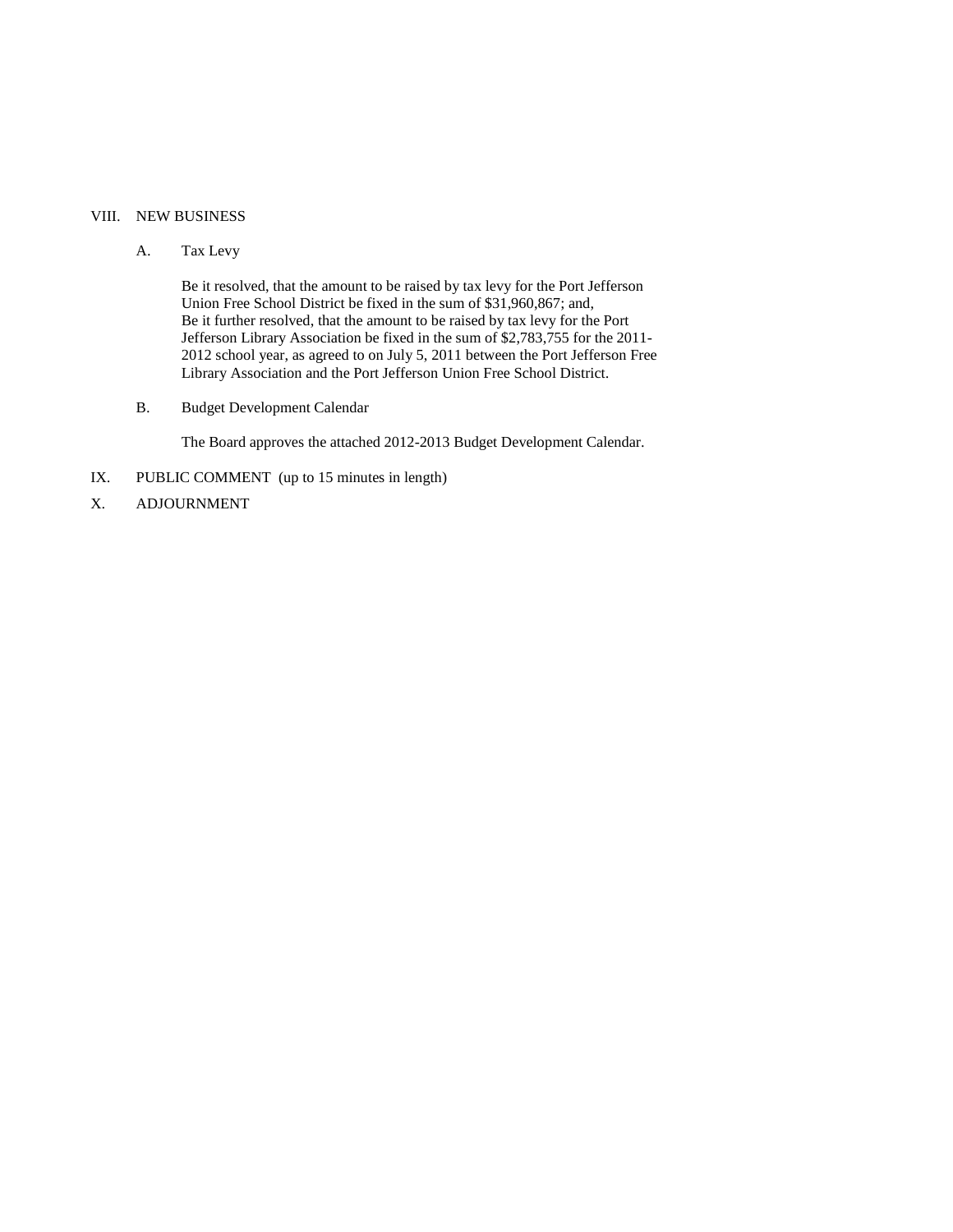VIII. NEW BUSINESS

A. Tax Levy

Be it resolved, that the amount to be raised by tax levy for the Port Jefferson Union Free School District be fixed in the sum of $31,960,867; and,
Be it further resolved, that the amount to be raised by tax levy for the Port Jefferson Library Association be fixed in the sum of $2,783,755 for the 2011-2012 school year, as agreed to on July 5, 2011 between the Port Jefferson Free Library Association and the Port Jefferson Union Free School District.

B. Budget Development Calendar

The Board approves the attached 2012-2013 Budget Development Calendar.

IX. PUBLIC COMMENT (up to 15 minutes in length)

X. ADJOURNMENT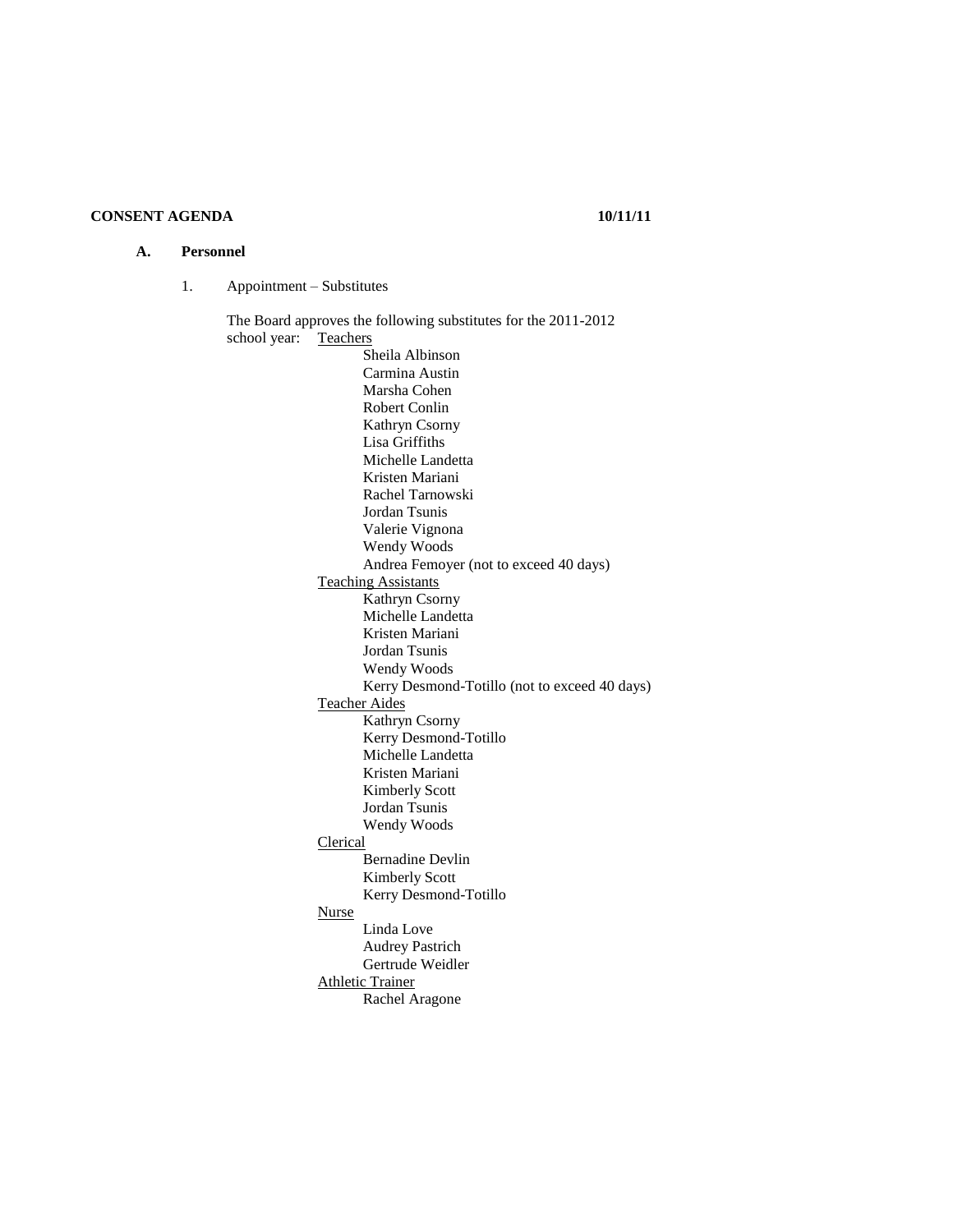**CONSENT AGENDA** **10/11/11**

**A. Personnel**

1. Appointment – Substitutes

The Board approves the following substitutes for the 2011-2012 school year:

Teachers

- Sheila Albinson
- Carmina Austin
- Marsha Cohen
- Robert Conlin
- Kathryn Csorny
- Lisa Griffiths
- Michelle Landetta
- Kristen Mariani
- Rachel Tarnowski
- Jordan Tsunis
- Valerie Vignona
- Wendy Woods
- Andrea Femoyer (not to exceed 40 days)

Teaching Assistants

- Kathryn Csorny
- Michelle Landetta
- Kristen Mariani
- Jordan Tsunis
- Wendy Woods
- Kerry Desmond-Totillo (not to exceed 40 days)

Teacher Aides

- Kathryn Csorny
- Kerry Desmond-Totillo
- Michelle Landetta
- Kristen Mariani
- Kimberly Scott
- Jordan Tsunis
- Wendy Woods

Clerical

- Bernadine Devlin
- Kimberly Scott
- Kerry Desmond-Totillo

Nurse

- Linda Love
- Audrey Pastrich
- Gertrude Weidler

Athletic Trainer

- Rachel Aragone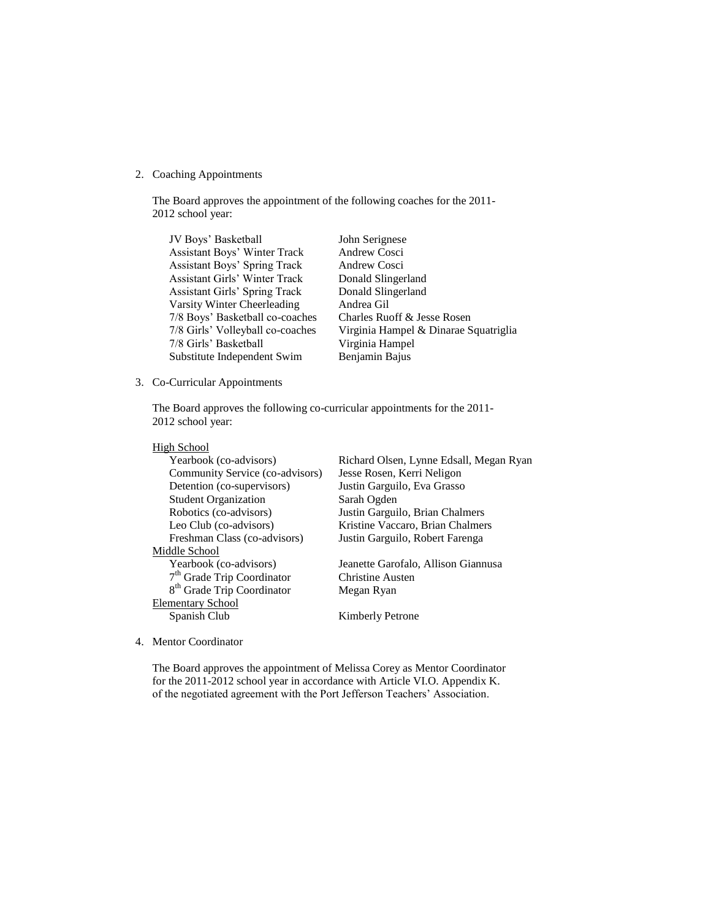2. Coaching Appointments

   The Board approves the appointment of the following coaches for the 2011-2012 school year:

| | |
|---|---|
| JV Boys' Basketball | John Serignese |
| Assistant Boys' Winter Track | Andrew Cosci |
| Assistant Boys' Spring Track | Andrew Cosci |
| Assistant Girls' Winter Track | Donald Slingerland |
| Assistant Girls' Spring Track | Donald Slingerland |
| Varsity Winter Cheerleading | Andrea Gil |
| 7/8 Boys' Basketball co-coaches | Charles Ruoff & Jesse Rosen |
| 7/8 Girls' Volleyball co-coaches | Virginia Hampel & Dinarae Squatriglia |
| 7/8 Girls' Basketball | Virginia Hampel |
| Substitute Independent Swim | Benjamin Bajus |

3. Co-Curricular Appointments

   The Board approves the following co-curricular appointments for the 2011-2012 school year:

| | |
|---|---|
| High School | |
| Yearbook (co-advisors) | Richard Olsen, Lynne Edsall, Megan Ryan |
| Community Service (co-advisors) | Jesse Rosen, Kerri Neligon |
| Detention (co-supervisors) | Justin Garguilo, Eva Grasso |
| Student Organization | Sarah Ogden |
| Robotics (co-advisors) | Justin Garguilo, Brian Chalmers |
| Leo Club (co-advisors) | Kristine Vaccaro, Brian Chalmers |
| Freshman Class (co-advisors) | Justin Garguilo, Robert Farenga |
| Middle School | |
| Yearbook (co-advisors) | Jeanette Garofalo, Allison Giannusa |
| 7th Grade Trip Coordinator | Christine Austen |
| 8th Grade Trip Coordinator | Megan Ryan |
| Elementary School | |
| Spanish Club | Kimberly Petrone |

4. Mentor Coordinator

   The Board approves the appointment of Melissa Corey as Mentor Coordinator for the 2011-2012 school year in accordance with Article VI.O. Appendix K. of the negotiated agreement with the Port Jefferson Teachers' Association.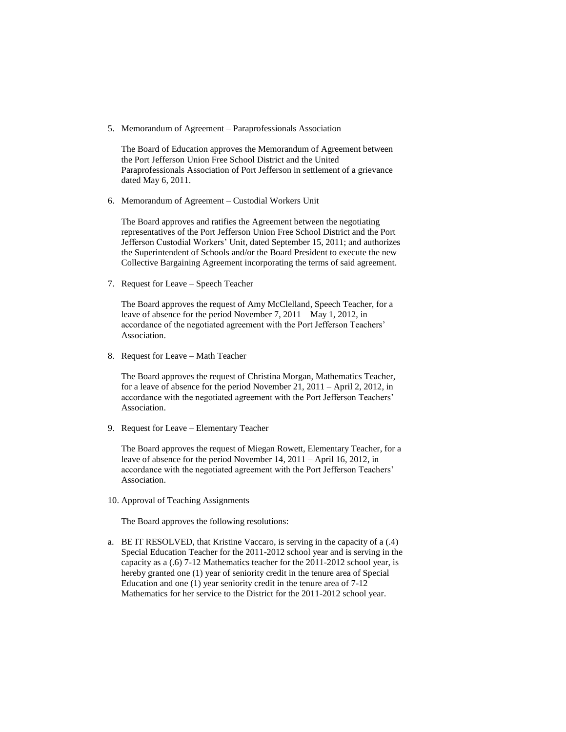5. Memorandum of Agreement – Paraprofessionals Association

   The Board of Education approves the Memorandum of Agreement between the Port Jefferson Union Free School District and the United Paraprofessionals Association of Port Jefferson in settlement of a grievance dated May 6, 2011.

6. Memorandum of Agreement – Custodial Workers Unit

   The Board approves and ratifies the Agreement between the negotiating representatives of the Port Jefferson Union Free School District and the Port Jefferson Custodial Workers' Unit, dated September 15, 2011; and authorizes the Superintendent of Schools and/or the Board President to execute the new Collective Bargaining Agreement incorporating the terms of said agreement.

7. Request for Leave – Speech Teacher

   The Board approves the request of Amy McClelland, Speech Teacher, for a leave of absence for the period November 7, 2011 – May 1, 2012, in accordance of the negotiated agreement with the Port Jefferson Teachers' Association.

8. Request for Leave – Math Teacher

   The Board approves the request of Christina Morgan, Mathematics Teacher, for a leave of absence for the period November 21, 2011 – April 2, 2012, in accordance with the negotiated agreement with the Port Jefferson Teachers' Association.

9. Request for Leave – Elementary Teacher

   The Board approves the request of Miegan Rowett, Elementary Teacher, for a leave of absence for the period November 14, 2011 – April 16, 2012, in accordance with the negotiated agreement with the Port Jefferson Teachers' Association.

10. Approval of Teaching Assignments

    The Board approves the following resolutions:

a. BE IT RESOLVED, that Kristine Vaccaro, is serving in the capacity of a (.4) Special Education Teacher for the 2011-2012 school year and is serving in the capacity as a (.6) 7-12 Mathematics teacher for the 2011-2012 school year, is hereby granted one (1) year of seniority credit in the tenure area of Special Education and one (1) year seniority credit in the tenure area of 7-12 Mathematics for her service to the District for the 2011-2012 school year.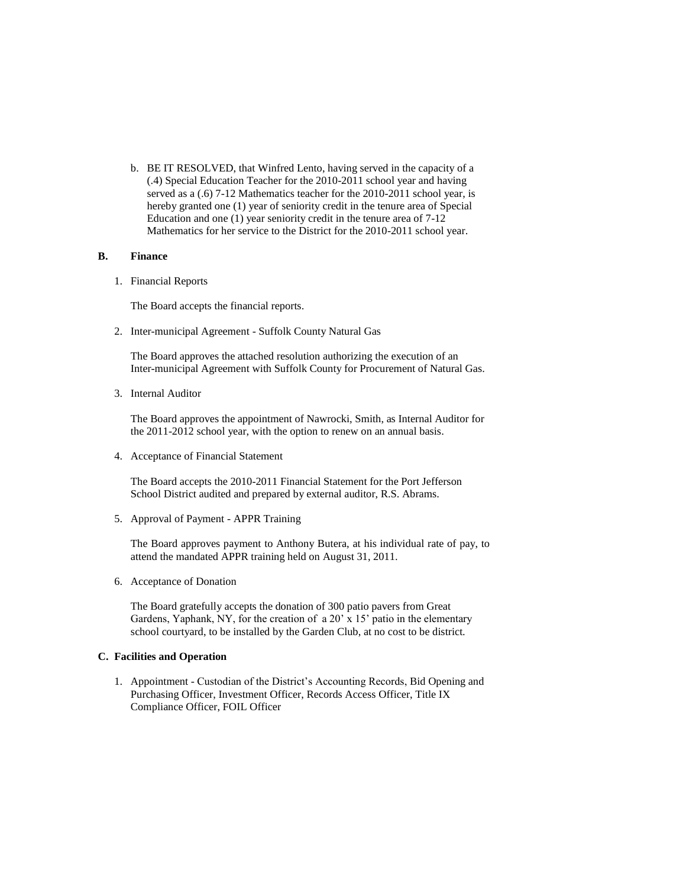b. BE IT RESOLVED, that Winfred Lento, having served in the capacity of a (.4) Special Education Teacher for the 2010-2011 school year and having served as a (.6) 7-12 Mathematics teacher for the 2010-2011 school year, is hereby granted one (1) year of seniority credit in the tenure area of Special Education and one (1) year seniority credit in the tenure area of 7-12 Mathematics for her service to the District for the 2010-2011 school year.

**B. Finance**

1. Financial Reports

   The Board accepts the financial reports.

2. Inter-municipal Agreement - Suffolk County Natural Gas

   The Board approves the attached resolution authorizing the execution of an Inter-municipal Agreement with Suffolk County for Procurement of Natural Gas.

3. Internal Auditor

   The Board approves the appointment of Nawrocki, Smith, as Internal Auditor for the 2011-2012 school year, with the option to renew on an annual basis.

4. Acceptance of Financial Statement

   The Board accepts the 2010-2011 Financial Statement for the Port Jefferson School District audited and prepared by external auditor, R.S. Abrams.

5. Approval of Payment - APPR Training

   The Board approves payment to Anthony Butera, at his individual rate of pay, to attend the mandated APPR training held on August 31, 2011.

6. Acceptance of Donation

   The Board gratefully accepts the donation of 300 patio pavers from Great Gardens, Yaphank, NY, for the creation of a 20' x 15' patio in the elementary school courtyard, to be installed by the Garden Club, at no cost to be district.

**C. Facilities and Operation**

1. Appointment - Custodian of the District's Accounting Records, Bid Opening and Purchasing Officer, Investment Officer, Records Access Officer, Title IX Compliance Officer, FOIL Officer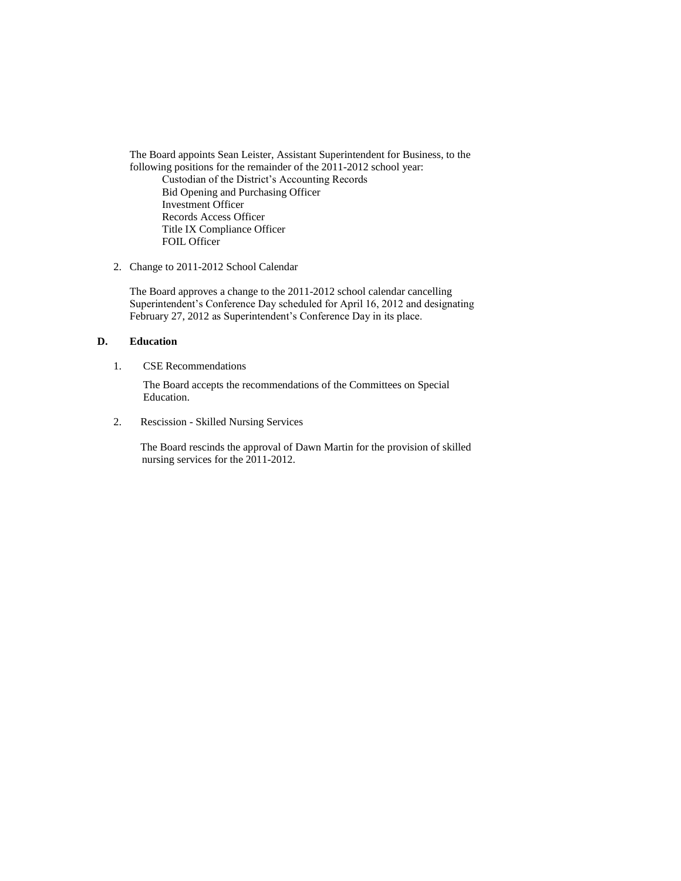The Board appoints Sean Leister, Assistant Superintendent for Business, to the following positions for the remainder of the 2011-2012 school year:

- Custodian of the District's Accounting Records
- Bid Opening and Purchasing Officer
- Investment Officer
- Records Access Officer
- Title IX Compliance Officer
- FOIL Officer

2. Change to 2011-2012 School Calendar

   The Board approves a change to the 2011-2012 school calendar cancelling Superintendent's Conference Day scheduled for April 16, 2012 and designating February 27, 2012 as Superintendent's Conference Day in its place.

**D. Education**

1. CSE Recommendations

   The Board accepts the recommendations of the Committees on Special Education.

2. Rescission - Skilled Nursing Services

   The Board rescinds the approval of Dawn Martin for the provision of skilled nursing services for the 2011-2012.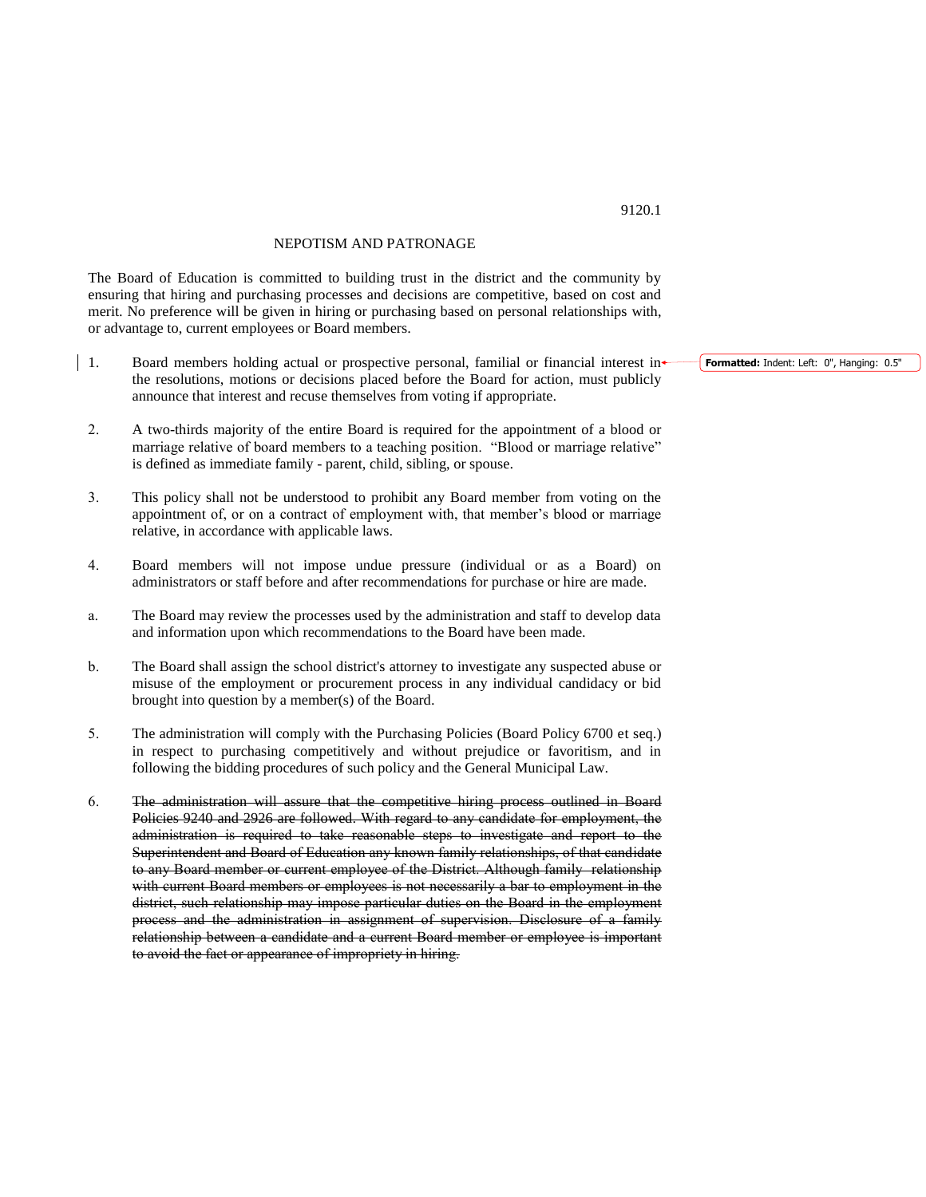9120.1

## NEPOTISM AND PATRONAGE

The Board of Education is committed to building trust in the district and the community by ensuring that hiring and purchasing processes and decisions are competitive, based on cost and merit. No preference will be given in hiring or purchasing based on personal relationships with, or advantage to, current employees or Board members.

1. Board members holding actual or prospective personal, familial or financial interest in the resolutions, motions or decisions placed before the Board for action, must publicly announce that interest and recuse themselves from voting if appropriate.

2. A two-thirds majority of the entire Board is required for the appointment of a blood or marriage relative of board members to a teaching position. "Blood or marriage relative" is defined as immediate family - parent, child, sibling, or spouse.

3. This policy shall not be understood to prohibit any Board member from voting on the appointment of, or on a contract of employment with, that member's blood or marriage relative, in accordance with applicable laws.

4. Board members will not impose undue pressure (individual or as a Board) on administrators or staff before and after recommendations for purchase or hire are made.

   a. The Board may review the processes used by the administration and staff to develop data and information upon which recommendations to the Board have been made.

   b. The Board shall assign the school district's attorney to investigate any suspected abuse or misuse of the employment or procurement process in any individual candidacy or bid brought into question by a member(s) of the Board.

5. The administration will comply with the Purchasing Policies (Board Policy 6700 et seq.) in respect to purchasing competitively and without prejudice or favoritism, and in following the bidding procedures of such policy and the General Municipal Law.

6. ~~The administration will assure that the competitive hiring process outlined in Board Policies 9240 and 2926 are followed. With regard to any candidate for employment, the administration is required to take reasonable steps to investigate and report to the Superintendent and Board of Education any known family relationships, of that candidate to any Board member or current employee of the District. Although family relationship with current Board members or employees is not necessarily a bar to employment in the district, such relationship may impose particular duties on the Board in the employment process and the administration in assignment of supervision. Disclosure of a family relationship between a candidate and a current Board member or employee is important to avoid the fact or appearance of impropriety in hiring.~~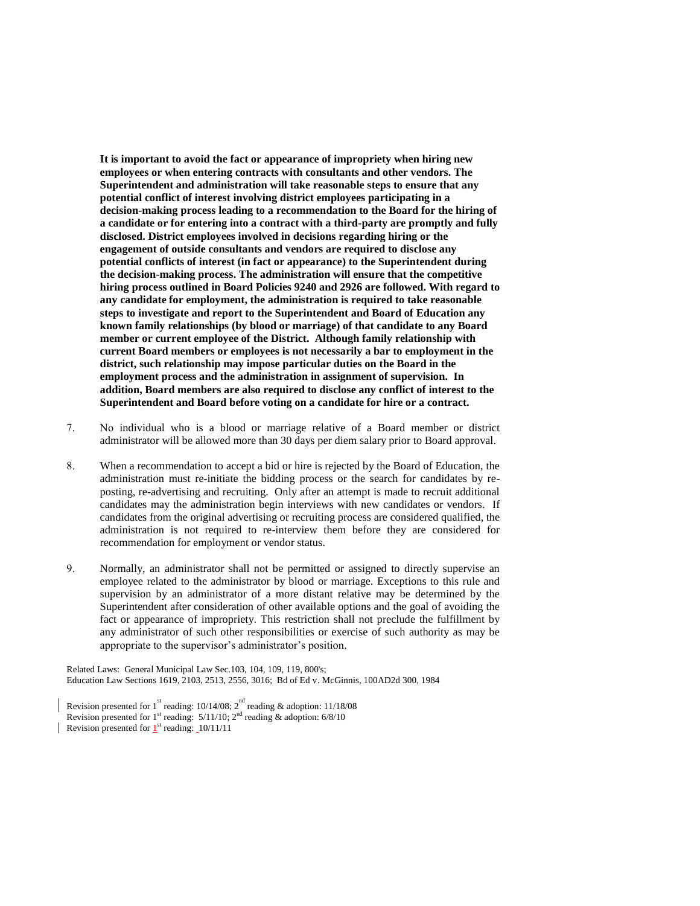**It is important to avoid the fact or appearance of impropriety when hiring new employees or when entering contracts with consultants and other vendors. The Superintendent and administration will take reasonable steps to ensure that any potential conflict of interest involving district employees participating in a decision-making process leading to a recommendation to the Board for the hiring of a candidate or for entering into a contract with a third-party are promptly and fully disclosed. District employees involved in decisions regarding hiring or the engagement of outside consultants and vendors are required to disclose any potential conflicts of interest (in fact or appearance) to the Superintendent during the decision-making process. The administration will ensure that the competitive hiring process outlined in Board Policies 9240 and 2926 are followed. With regard to any candidate for employment, the administration is required to take reasonable steps to investigate and report to the Superintendent and Board of Education any known family relationships (by blood or marriage) of that candidate to any Board member or current employee of the District. Although family relationship with current Board members or employees is not necessarily a bar to employment in the district, such relationship may impose particular duties on the Board in the employment process and the administration in assignment of supervision. In addition, Board members are also required to disclose any conflict of interest to the Superintendent and Board before voting on a candidate for hire or a contract.**

7. No individual who is a blood or marriage relative of a Board member or district administrator will be allowed more than 30 days per diem salary prior to Board approval.

8. When a recommendation to accept a bid or hire is rejected by the Board of Education, the administration must re-initiate the bidding process or the search for candidates by re-posting, re-advertising and recruiting. Only after an attempt is made to recruit additional candidates may the administration begin interviews with new candidates or vendors. If candidates from the original advertising or recruiting process are considered qualified, the administration is not required to re-interview them before they are considered for recommendation for employment or vendor status.

9. Normally, an administrator shall not be permitted or assigned to directly supervise an employee related to the administrator by blood or marriage. Exceptions to this rule and supervision by an administrator of a more distant relative may be determined by the Superintendent after consideration of other available options and the goal of avoiding the fact or appearance of impropriety. This restriction shall not preclude the fulfillment by any administrator of such other responsibilities or exercise of such authority as may be appropriate to the supervisor's administrator's position.

Related Laws: General Municipal Law Sec.103, 104, 109, 119, 800's;
Education Law Sections 1619, 2103, 2513, 2556, 3016; Bd of Ed v. McGinnis, 100AD2d 300, 1984

Revision presented for 1st reading: 10/14/08; 2nd reading & adoption: 11/18/08
Revision presented for 1st reading: 5/11/10; 2nd reading & adoption: 6/8/10
Revision presented for 1st reading: 10/11/11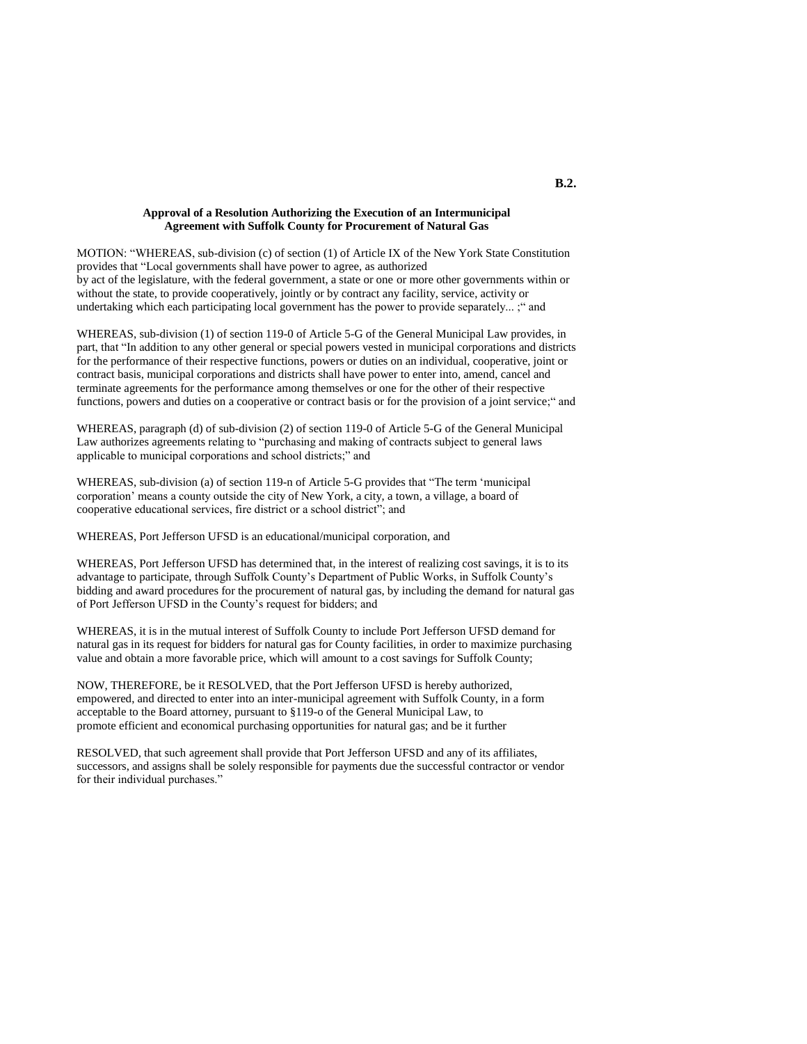**B.2.**

**Approval of a Resolution Authorizing the Execution of an Intermunicipal Agreement with Suffolk County for Procurement of Natural Gas**

MOTION: "WHEREAS, sub-division (c) of section (1) of Article IX of the New York State Constitution provides that "Local governments shall have power to agree, as authorized by act of the legislature, with the federal government, a state or one or more other governments within or without the state, to provide cooperatively, jointly or by contract any facility, service, activity or undertaking which each participating local government has the power to provide separately... ;" and

WHEREAS, sub-division (1) of section 119-0 of Article 5-G of the General Municipal Law provides, in part, that "In addition to any other general or special powers vested in municipal corporations and districts for the performance of their respective functions, powers or duties on an individual, cooperative, joint or contract basis, municipal corporations and districts shall have power to enter into, amend, cancel and terminate agreements for the performance among themselves or one for the other of their respective functions, powers and duties on a cooperative or contract basis or for the provision of a joint service;" and

WHEREAS, paragraph (d) of sub-division (2) of section 119-0 of Article 5-G of the General Municipal Law authorizes agreements relating to "purchasing and making of contracts subject to general laws applicable to municipal corporations and school districts;" and

WHEREAS, sub-division (a) of section 119-n of Article 5-G provides that "The term 'municipal corporation' means a county outside the city of New York, a city, a town, a village, a board of cooperative educational services, fire district or a school district"; and

WHEREAS, Port Jefferson UFSD is an educational/municipal corporation, and

WHEREAS, Port Jefferson UFSD has determined that, in the interest of realizing cost savings, it is to its advantage to participate, through Suffolk County's Department of Public Works, in Suffolk County's bidding and award procedures for the procurement of natural gas, by including the demand for natural gas of Port Jefferson UFSD in the County's request for bidders; and

WHEREAS, it is in the mutual interest of Suffolk County to include Port Jefferson UFSD demand for natural gas in its request for bidders for natural gas for County facilities, in order to maximize purchasing value and obtain a more favorable price, which will amount to a cost savings for Suffolk County;

NOW, THEREFORE, be it RESOLVED, that the Port Jefferson UFSD is hereby authorized, empowered, and directed to enter into an inter-municipal agreement with Suffolk County, in a form acceptable to the Board attorney, pursuant to §119-o of the General Municipal Law, to promote efficient and economical purchasing opportunities for natural gas; and be it further

RESOLVED, that such agreement shall provide that Port Jefferson UFSD and any of its affiliates, successors, and assigns shall be solely responsible for payments due the successful contractor or vendor for their individual purchases."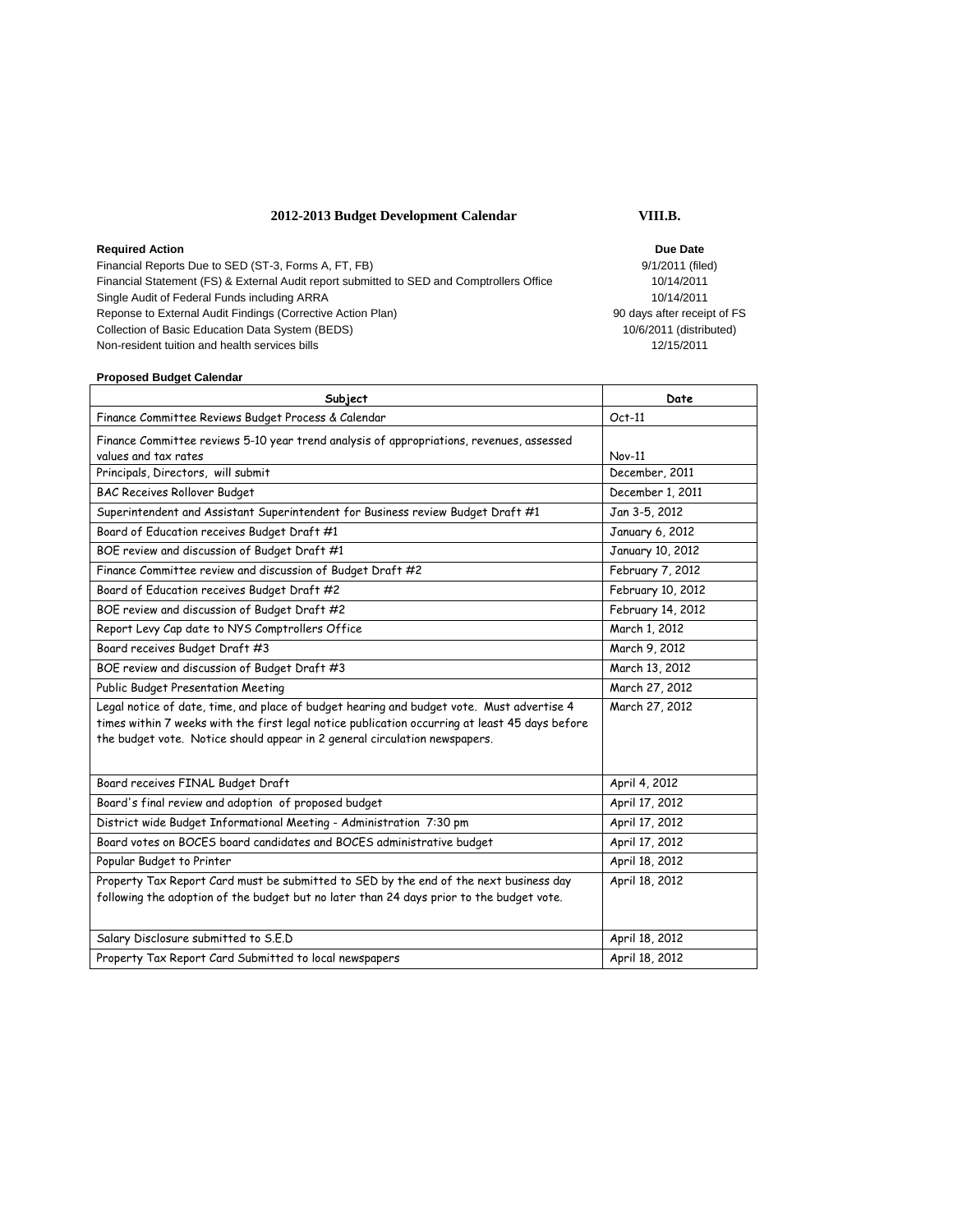## 2012-2013 Budget Development Calendar **VIII.B.**

| Required Action | Due Date |
|---|---|
| Financial Reports Due to SED (ST-3, Forms A, FT, FB) | 9/1/2011 (filed) |
| Financial Statement (FS) & External Audit report submitted to SED and Comptrollers Office | 10/14/2011 |
| Single Audit of Federal Funds including ARRA | 10/14/2011 |
| Reponse to External Audit Findings (Corrective Action Plan) | 90 days after receipt of FS |
| Collection of Basic Education Data System (BEDS) | 10/6/2011 (distributed) |
| Non-resident tuition and health services bills | 12/15/2011 |

**Proposed Budget Calendar**

| Subject | Date |
|---|---|
| Finance Committee Reviews Budget Process & Calendar | Oct-11 |
| Finance Committee reviews 5-10 year trend analysis of appropriations, revenues, assessed values and tax rates | Nov-11 |
| Principals, Directors, will submit | December, 2011 |
| BAC Receives Rollover Budget | December 1, 2011 |
| Superintendent and Assistant Superintendent for Business review Budget Draft #1 | Jan 3-5, 2012 |
| Board of Education receives Budget Draft #1 | January 6, 2012 |
| BOE review and discussion of Budget Draft #1 | January 10, 2012 |
| Finance Committee review and discussion of Budget Draft #2 | February 7, 2012 |
| Board of Education receives Budget Draft #2 | February 10, 2012 |
| BOE review and discussion of Budget Draft #2 | February 14, 2012 |
| Report Levy Cap date to NYS Comptrollers Office | March 1, 2012 |
| Board receives Budget Draft #3 | March 9, 2012 |
| BOE review and discussion of Budget Draft #3 | March 13, 2012 |
| Public Budget Presentation Meeting | March 27, 2012 |
| Legal notice of date, time, and place of budget hearing and budget vote. Must advertise 4 times within 7 weeks with the first legal notice publication occurring at least 45 days before the budget vote. Notice should appear in 2 general circulation newspapers. | March 27, 2012 |
| Board receives FINAL Budget Draft | April 4, 2012 |
| Board's final review and adoption of proposed budget | April 17, 2012 |
| District wide Budget Informational Meeting - Administration 7:30 pm | April 17, 2012 |
| Board votes on BOCES board candidates and BOCES administrative budget | April 17, 2012 |
| Popular Budget to Printer | April 18, 2012 |
| Property Tax Report Card must be submitted to SED by the end of the next business day following the adoption of the budget but no later than 24 days prior to the budget vote. | April 18, 2012 |
| Salary Disclosure submitted to S.E.D | April 18, 2012 |
| Property Tax Report Card Submitted to local newspapers | April 18, 2012 |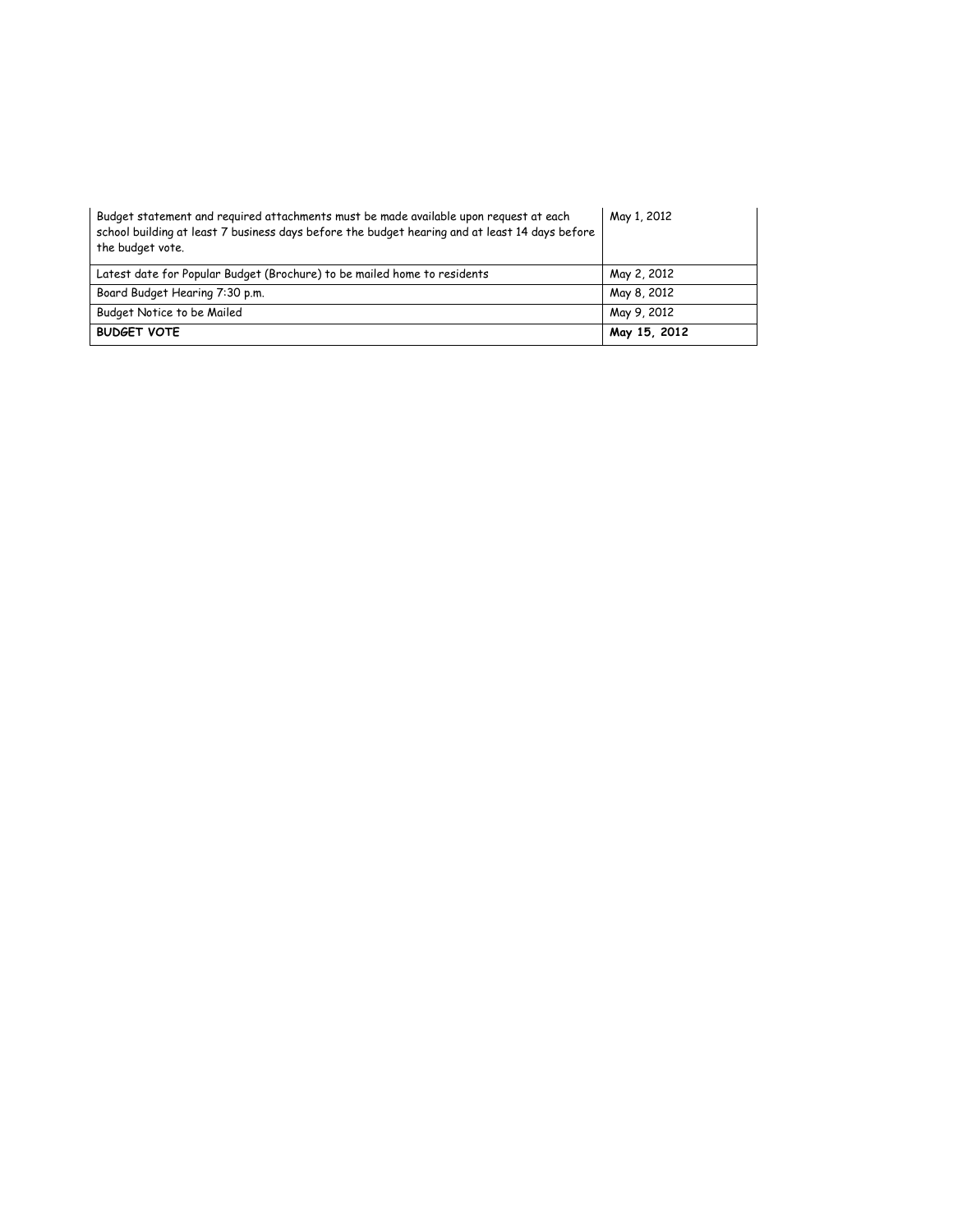| | |
|---|---|
| Budget statement and required attachments must be made available upon request at each school building at least 7 business days before the budget hearing and at least 14 days before the budget vote. | May 1, 2012 |
| Latest date for Popular Budget (Brochure) to be mailed home to residents | May 2, 2012 |
| Board Budget Hearing 7:30 p.m. | May 8, 2012 |
| Budget Notice to be Mailed | May 9, 2012 |
| **BUDGET VOTE** | **May 15, 2012** |